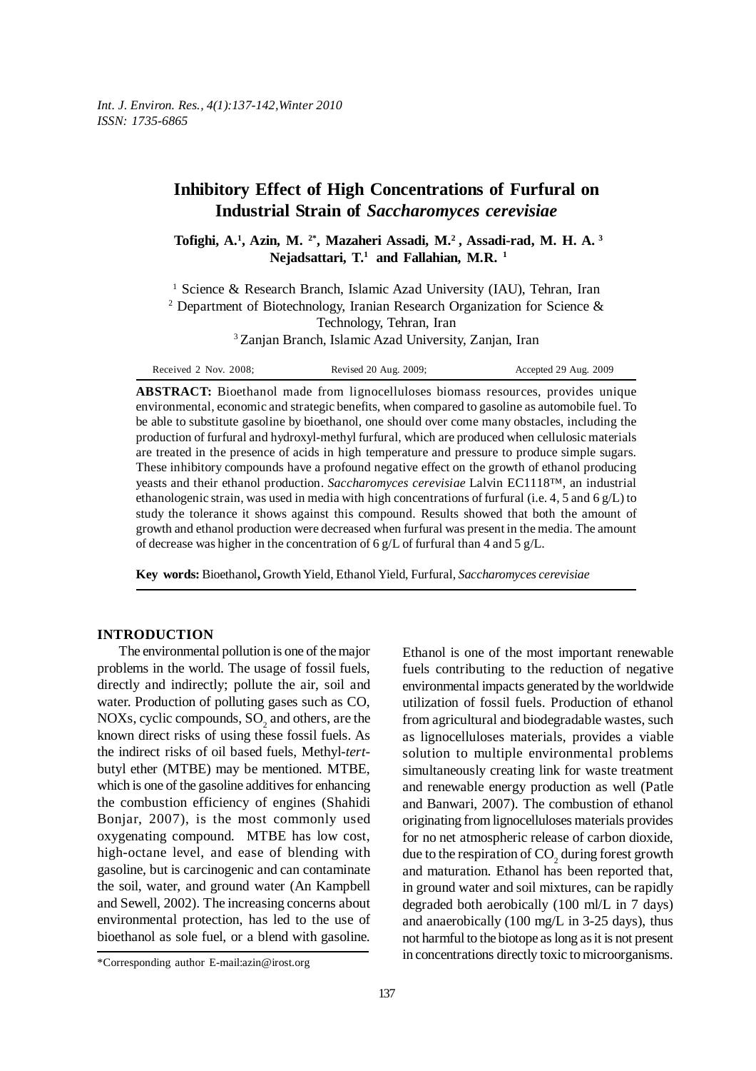# Inhibitory Effect of High Concentrations of Furfural on Industrial Strain of *Saccharomyces cerevisiae*

**Tofighi, A.[1], Azin, M. [2*], Mazaheri Assadi, M.[2], Assadi-rad, M. H. A. [3] Nejadsattari, T.[1] and Fallahian, M.R. [1]**

[1] Science & Research Branch, Islamic Azad University (IAU), Tehran, Iran
[2] Department of Biotechnology, Iranian Research Organization for Science & Technology, Tehran, Iran
[3] Zanjan Branch, Islamic Azad University, Zanjan, Iran

Received 2 Nov. 2008; Revised 20 Aug. 2009; Accepted 29 Aug. 2009

**ABSTRACT:** Bioethanol made from lignocelluloses biomass resources, provides unique environmental, economic and strategic benefits, when compared to gasoline as automobile fuel. To be able to substitute gasoline by bioethanol, one should over come many obstacles, including the production of furfural and hydroxyl-methyl furfural, which are produced when cellulosic materials are treated in the presence of acids in high temperature and pressure to produce simple sugars. These inhibitory compounds have a profound negative effect on the growth of ethanol producing yeasts and their ethanol production. *Saccharomyces cerevisiae* Lalvin EC1118™, an industrial ethanologenic strain, was used in media with high concentrations of furfural (i.e. 4, 5 and 6 g/L) to study the tolerance it shows against this compound. Results showed that both the amount of growth and ethanol production were decreased when furfural was present in the media. The amount of decrease was higher in the concentration of 6 g/L of furfural than 4 and 5 g/L.

**Key words:** Bioethanol**,** Growth Yield, Ethanol Yield, Furfural, *Saccharomyces cerevisiae*

## INTRODUCTION

The environmental pollution is one of the major problems in the world. The usage of fossil fuels, directly and indirectly; pollute the air, soil and water. Production of polluting gases such as CO, NOXs, cyclic compounds, $SO_2$ and others, are the known direct risks of using these fossil fuels. As the indirect risks of oil based fuels, Methyl-*tert*-butyl ether (MTBE) may be mentioned. MTBE, which is one of the gasoline additives for enhancing the combustion efficiency of engines (Shahidi Bonjar, 2007), is the most commonly used oxygenating compound. MTBE has low cost, high-octane level, and ease of blending with gasoline, but is carcinogenic and can contaminate the soil, water, and ground water (An Kampbell and Sewell, 2002). The increasing concerns about environmental protection, has led to the use of bioethanol as sole fuel, or a blend with gasoline. Ethanol is one of the most important renewable fuels contributing to the reduction of negative environmental impacts generated by the worldwide utilization of fossil fuels. Production of ethanol from agricultural and biodegradable wastes, such as lignocelluloses materials, provides a viable solution to multiple environmental problems simultaneously creating link for waste treatment and renewable energy production as well (Patle and Banwari, 2007). The combustion of ethanol originating from lignocelluloses materials provides for no net atmospheric release of carbon dioxide, due to the respiration of $CO_2$ during forest growth and maturation. Ethanol has been reported that, in ground water and soil mixtures, can be rapidly degraded both aerobically (100 ml/L in 7 days) and anaerobically (100 mg/L in 3-25 days), thus not harmful to the biotope as long as it is not present in concentrations directly toxic to microorganisms.

*Corresponding author E-mail:azin@irost.org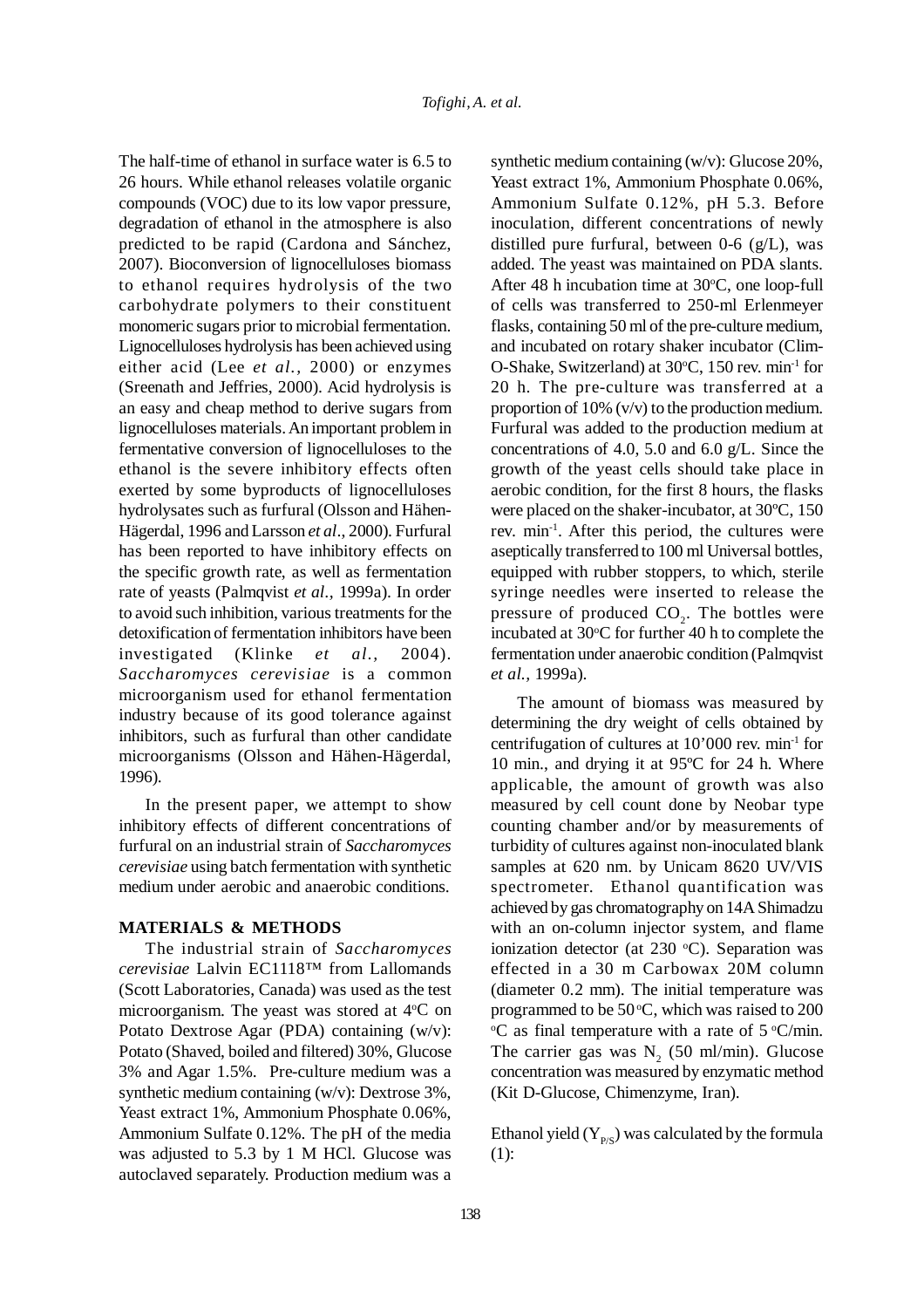The half-time of ethanol in surface water is 6.5 to 26 hours. While ethanol releases volatile organic compounds (VOC) due to its low vapor pressure, degradation of ethanol in the atmosphere is also predicted to be rapid (Cardona and Sánchez, 2007). Bioconversion of lignocelluloses biomass to ethanol requires hydrolysis of the two carbohydrate polymers to their constituent monomeric sugars prior to microbial fermentation. Lignocelluloses hydrolysis has been achieved using either acid (Lee *et al.*, 2000) or enzymes (Sreenath and Jeffries, 2000). Acid hydrolysis is an easy and cheap method to derive sugars from lignocelluloses materials. An important problem in fermentative conversion of lignocelluloses to the ethanol is the severe inhibitory effects often exerted by some byproducts of lignocelluloses hydrolysates such as furfural (Olsson and Hähen-Hägerdal, 1996 and Larsson *et al*., 2000). Furfural has been reported to have inhibitory effects on the specific growth rate, as well as fermentation rate of yeasts (Palmqvist *et al*., 1999a). In order to avoid such inhibition, various treatments for the detoxification of fermentation inhibitors have been investigated (Klinke *et al.*, 2004). *Saccharomyces cerevisiae* is a common microorganism used for ethanol fermentation industry because of its good tolerance against inhibitors, such as furfural than other candidate microorganisms (Olsson and Hähen-Hägerdal, 1996).

In the present paper, we attempt to show inhibitory effects of different concentrations of furfural on an industrial strain of *Saccharomyces cerevisiae* using batch fermentation with synthetic medium under aerobic and anaerobic conditions.

## MATERIALS & METHODS

The industrial strain of *Saccharomyces cerevisiae* Lalvin EC1118™ from Lallomands (Scott Laboratories, Canada) was used as the test microorganism. The yeast was stored at 4°C on Potato Dextrose Agar (PDA) containing (w/v): Potato (Shaved, boiled and filtered) 30%, Glucose 3% and Agar 1.5%. Pre-culture medium was a synthetic medium containing (w/v): Dextrose 3%, Yeast extract 1%, Ammonium Phosphate 0.06%, Ammonium Sulfate 0.12%. The pH of the media was adjusted to 5.3 by 1 M HCl. Glucose was autoclaved separately. Production medium was a synthetic medium containing (w/v): Glucose 20%, Yeast extract 1%, Ammonium Phosphate 0.06%, Ammonium Sulfate 0.12%, pH 5.3. Before inoculation, different concentrations of newly distilled pure furfural, between 0-6 (g/L), was added. The yeast was maintained on PDA slants. After 48 h incubation time at 30°C, one loop-full of cells was transferred to 250-ml Erlenmeyer flasks, containing 50 ml of the pre-culture medium, and incubated on rotary shaker incubator (Clim-O-Shake, Switzerland) at 30°C, 150 rev. min$^{-1}$ for 20 h. The pre-culture was transferred at a proportion of 10% (v/v) to the production medium. Furfural was added to the production medium at concentrations of 4.0, 5.0 and 6.0 g/L. Since the growth of the yeast cells should take place in aerobic condition, for the first 8 hours, the flasks were placed on the shaker-incubator, at 30ºC, 150 rev. min$^{-1}$. After this period, the cultures were aseptically transferred to 100 ml Universal bottles, equipped with rubber stoppers, to which, sterile syringe needles were inserted to release the pressure of produced $CO_2$. The bottles were incubated at 30°C for further 40 h to complete the fermentation under anaerobic condition (Palmqvist *et al.*, 1999a).

The amount of biomass was measured by determining the dry weight of cells obtained by centrifugation of cultures at 10'000 rev. min$^{-1}$ for 10 min., and drying it at 95ºC for 24 h. Where applicable, the amount of growth was also measured by cell count done by Neobar type counting chamber and/or by measurements of turbidity of cultures against non-inoculated blank samples at 620 nm. by Unicam 8620 UV/VIS spectrometer. Ethanol quantification was achieved by gas chromatography on 14A Shimadzu with an on-column injector system, and flame ionization detector (at 230 °C). Separation was effected in a 30 m Carbowax 20M column (diameter 0.2 mm). The initial temperature was programmed to be 50°C, which was raised to 200 °C as final temperature with a rate of 5 °C/min. The carrier gas was $N_2$ (50 ml/min). Glucose concentration was measured by enzymatic method (Kit D-Glucose, Chimenzyme, Iran).

Ethanol yield ($Y_{P/S}$) was calculated by the formula (1):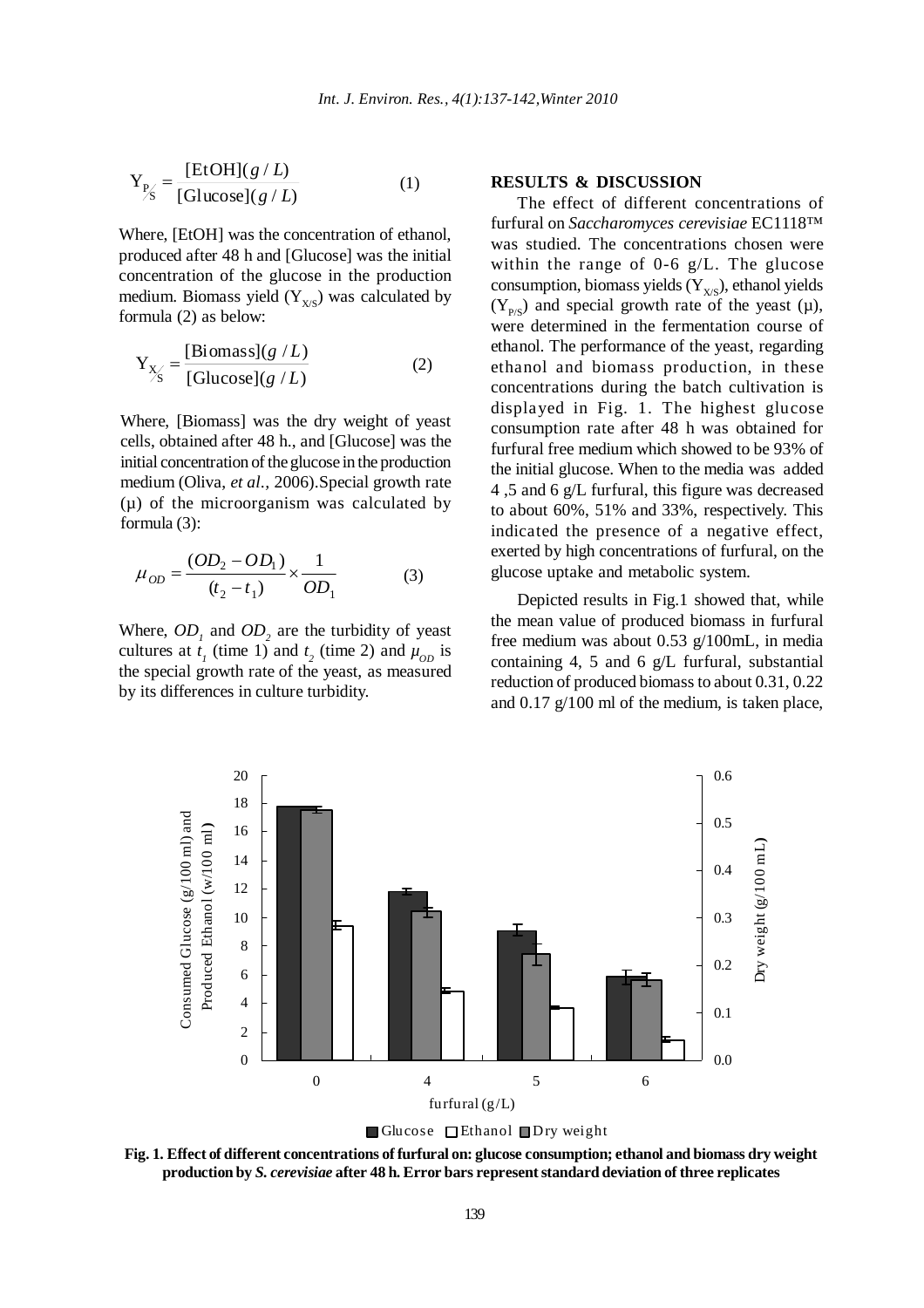$$Y_{P/S} = \frac{[\text{EtOH}](g/L)}{[\text{Glucose}](g/L)} \qquad (1)$$

Where, [EtOH] was the concentration of ethanol, produced after 48 h and [Glucose] was the initial concentration of the glucose in the production medium. Biomass yield ($Y_{X/S}$) was calculated by formula (2) as below:

$$Y_{X/S} = \frac{[\text{Biomass}](g/L)}{[\text{Glucose}](g/L)} \qquad (2)$$

Where, [Biomass] was the dry weight of yeast cells, obtained after 48 h., and [Glucose] was the initial concentration of the glucose in the production medium (Oliva, *et al.*, 2006).Special growth rate (μ) of the microorganism was calculated by formula (3):

$$\mu_{OD} = \frac{(OD_2 - OD_1)}{(t_2 - t_1)} \times \frac{1}{OD_1} \qquad (3)$$

Where, $OD_1$ and $OD_2$ are the turbidity of yeast cultures at $t_1$ (time 1) and $t_2$ (time 2) and $\mu_{OD}$ is the special growth rate of the yeast, as measured by its differences in culture turbidity.

## RESULTS & DISCUSSION

The effect of different concentrations of furfural on *Saccharomyces cerevisiae* EC1118™ was studied. The concentrations chosen were within the range of 0-6 g/L. The glucose consumption, biomass yields ($Y_{X/S}$), ethanol yields ($Y_{P/S}$) and special growth rate of the yeast (μ), were determined in the fermentation course of ethanol. The performance of the yeast, regarding ethanol and biomass production, in these concentrations during the batch cultivation is displayed in Fig. 1. The highest glucose consumption rate after 48 h was obtained for furfural free medium which showed to be 93% of the initial glucose. When to the media was added 4 ,5 and 6 g/L furfural, this figure was decreased to about 60%, 51% and 33%, respectively. This indicated the presence of a negative effect, exerted by high concentrations of furfural, on the glucose uptake and metabolic system.

Depicted results in Fig.1 showed that, while the mean value of produced biomass in furfural free medium was about 0.53 g/100mL, in media containing 4, 5 and 6 g/L furfural, substantial reduction of produced biomass to about 0.31, 0.22 and 0.17 g/100 ml of the medium, is taken place,

**Fig. 1. Effect of different concentrations of furfural on: glucose consumption; ethanol and biomass dry weight production by *S. cerevisiae* after 48 h. Error bars represent standard deviation of three replicates**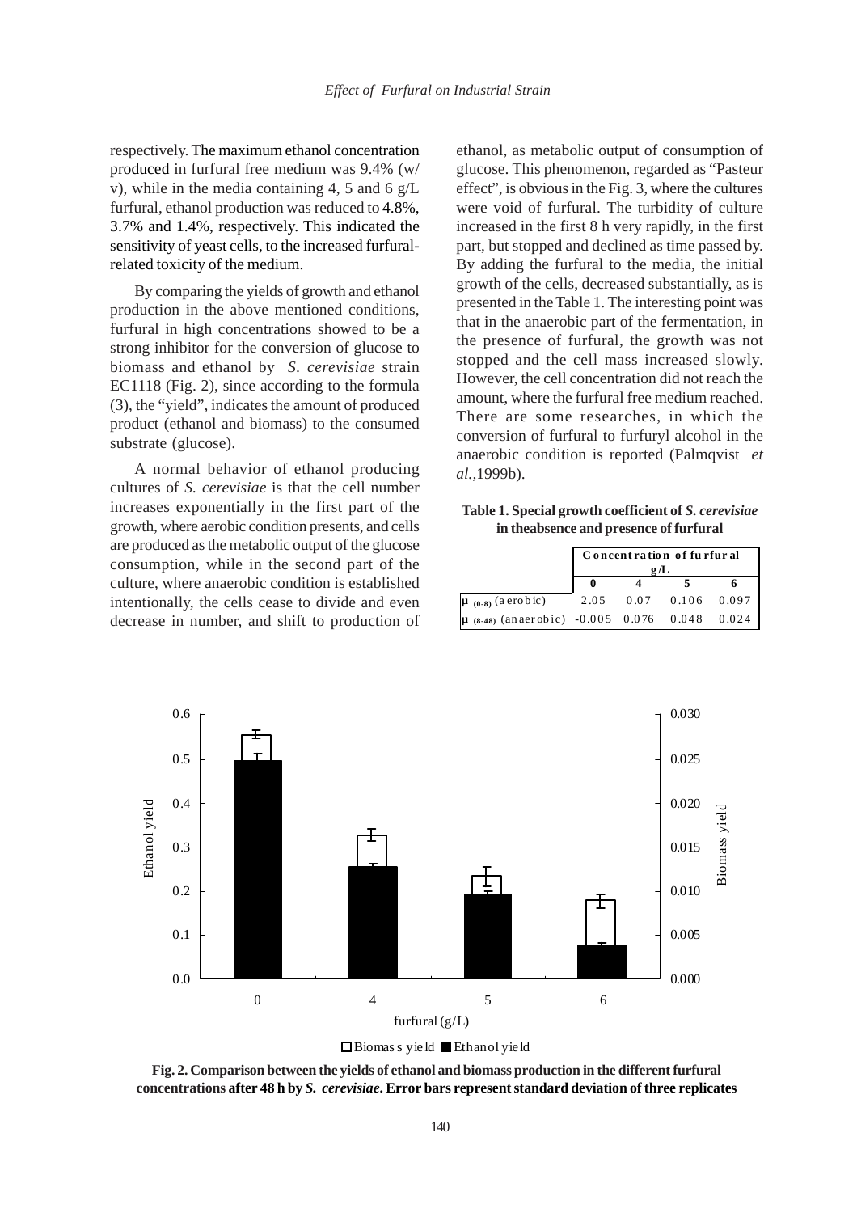respectively. The maximum ethanol concentration produced in furfural free medium was 9.4% (w/v), while in the media containing 4, 5 and 6 g/L furfural, ethanol production was reduced to 4.8%, 3.7% and 1.4%, respectively. This indicated the sensitivity of yeast cells, to the increased furfural-related toxicity of the medium.

By comparing the yields of growth and ethanol production in the above mentioned conditions, furfural in high concentrations showed to be a strong inhibitor for the conversion of glucose to biomass and ethanol by *S. cerevisiae* strain EC1118 (Fig. 2), since according to the formula (3), the "yield", indicates the amount of produced product (ethanol and biomass) to the consumed substrate (glucose).

A normal behavior of ethanol producing cultures of *S. cerevisiae* is that the cell number increases exponentially in the first part of the growth, where aerobic condition presents, and cells are produced as the metabolic output of the glucose consumption, while in the second part of the culture, where anaerobic condition is established intentionally, the cells cease to divide and even decrease in number, and shift to production of ethanol, as metabolic output of consumption of glucose. This phenomenon, regarded as "Pasteur effect", is obvious in the Fig. 3, where the cultures were void of furfural. The turbidity of culture increased in the first 8 h very rapidly, in the first part, but stopped and declined as time passed by. By adding the furfural to the media, the initial growth of the cells, decreased substantially, as is presented in the Table 1. The interesting point was that in the anaerobic part of the fermentation, in the presence of furfural, the growth was not stopped and the cell mass increased slowly. However, the cell concentration did not reach the amount, where the furfural free medium reached. There are some researches, in which the conversion of furfural to furfuryl alcohol in the anaerobic condition is reported (Palmqvist *et al.*,1999b).

**Table 1. Special growth coefficient of *S. cerevisiae* in theabsence and presence of furfural**

| | Concentration of furfural g/L | | | |
|---|---|---|---|---|
| | **0** | **4** | **5** | **6** |
| $\mu_{(0-8)}$ (aerobic) | 2.05 | 0.07 | 0.106 | 0.097 |
| $\mu_{(8-48)}$ (anaerobic) | -0.005 | 0.076 | 0.048 | 0.024 |

**Fig. 2. Comparison between the yields of ethanol and biomass production in the different furfural concentrations after 48 h by *S. cerevisiae*. Error bars represent standard deviation of three replicates**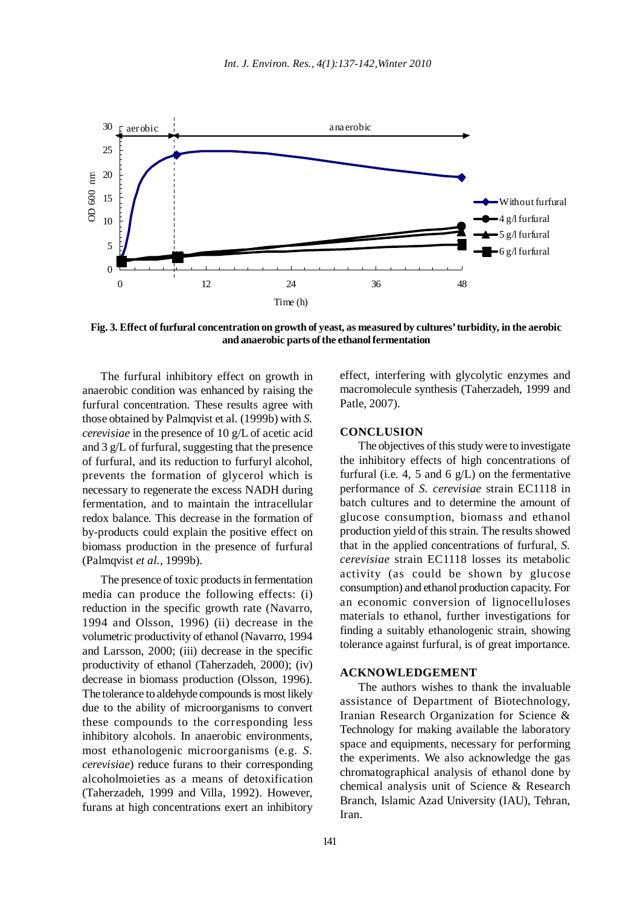**Fig. 3. Effect of furfural concentration on growth of yeast, as measured by cultures' turbidity, in the aerobic and anaerobic parts of the ethanol fermentation**

The furfural inhibitory effect on growth in anaerobic condition was enhanced by raising the furfural concentration. These results agree with those obtained by Palmqvist et al. (1999b) with *S. cerevisiae* in the presence of 10 g/L of acetic acid and 3 g/L of furfural, suggesting that the presence of furfural, and its reduction to furfuryl alcohol, prevents the formation of glycerol which is necessary to regenerate the excess NADH during fermentation, and to maintain the intracellular redox balance. This decrease in the formation of by-products could explain the positive effect on biomass production in the presence of furfural (Palmqvist *et al.,* 1999b).

The presence of toxic products in fermentation media can produce the following effects: (i) reduction in the specific growth rate (Navarro, 1994 and Olsson, 1996) (ii) decrease in the volumetric productivity of ethanol (Navarro, 1994 and Larsson, 2000; (iii) decrease in the specific productivity of ethanol (Taherzadeh, 2000); (iv) decrease in biomass production (Olsson, 1996). The tolerance to aldehyde compounds is most likely due to the ability of microorganisms to convert these compounds to the corresponding less inhibitory alcohols. In anaerobic environments, most ethanologenic microorganisms (e.g. *S. cerevisiae*) reduce furans to their corresponding alcoholmoieties as a means of detoxification (Taherzadeh, 1999 and Villa, 1992). However, furans at high concentrations exert an inhibitory effect, interfering with glycolytic enzymes and macromolecule synthesis (Taherzadeh, 1999 and Patle, 2007).

## CONCLUSION

The objectives of this study were to investigate the inhibitory effects of high concentrations of furfural (i.e. 4, 5 and 6 g/L) on the fermentative performance of *S. cerevisiae* strain EC1118 in batch cultures and to determine the amount of glucose consumption, biomass and ethanol production yield of this strain. The results showed that in the applied concentrations of furfural, *S. cerevisiae* strain EC1118 losses its metabolic activity (as could be shown by glucose consumption) and ethanol production capacity. For an economic conversion of lignocelluloses materials to ethanol, further investigations for finding a suitably ethanologenic strain, showing tolerance against furfural, is of great importance.

## ACKNOWLEDGEMENT

The authors wishes to thank the invaluable assistance of Department of Biotechnology, Iranian Research Organization for Science & Technology for making available the laboratory space and equipments, necessary for performing the experiments. We also acknowledge the gas chromatographical analysis of ethanol done by chemical analysis unit of Science & Research Branch, Islamic Azad University (IAU), Tehran, Iran.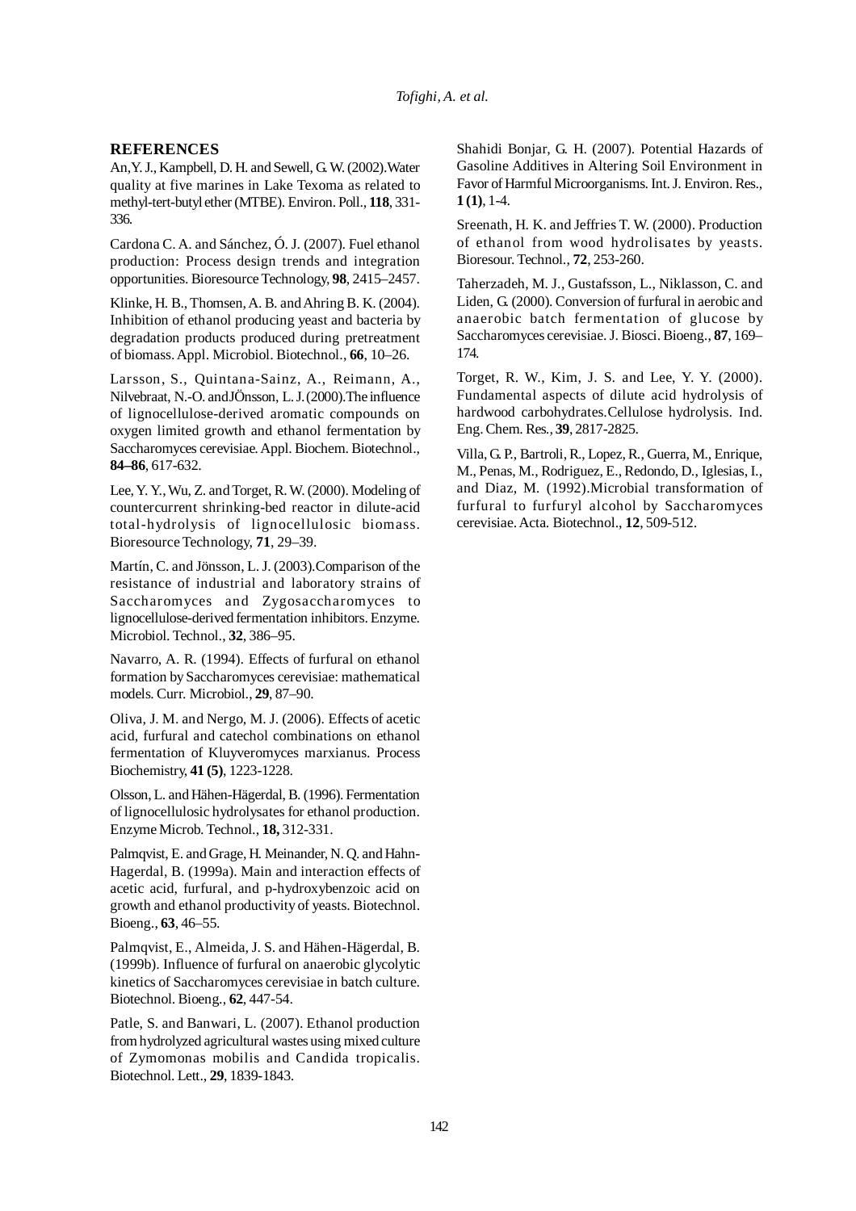## REFERENCES

An,Y. J., Kampbell, D. H. and Sewell, G. W. (2002).Water quality at five marines in Lake Texoma as related to methyl-tert-butyl ether (MTBE). Environ. Poll., **118**, 331-336.

Cardona C. A. and Sánchez, Ó. J. (2007). Fuel ethanol production: Process design trends and integration opportunities. Bioresource Technology, **98**, 2415–2457.

Klinke, H. B., Thomsen, A. B. and Ahring B. K. (2004). Inhibition of ethanol producing yeast and bacteria by degradation products produced during pretreatment of biomass. Appl. Microbiol. Biotechnol., **66**, 10–26.

Larsson, S., Quintana-Sainz, A., Reimann, A., Nilvebraat, N.-O. and JÖnsson, L. J. (2000).The influence of lignocellulose-derived aromatic compounds on oxygen limited growth and ethanol fermentation by Saccharomyces cerevisiae. Appl. Biochem. Biotechnol., **84–86**, 617-632.

Lee, Y. Y., Wu, Z. and Torget, R. W. (2000). Modeling of countercurrent shrinking-bed reactor in dilute-acid total-hydrolysis of lignocellulosic biomass. Bioresource Technology, **71**, 29–39.

Martín, C. and Jönsson, L. J. (2003).Comparison of the resistance of industrial and laboratory strains of Saccharomyces and Zygosaccharomyces to lignocellulose-derived fermentation inhibitors. Enzyme. Microbiol. Technol., **32**, 386–95.

Navarro, A. R. (1994). Effects of furfural on ethanol formation by Saccharomyces cerevisiae: mathematical models. Curr. Microbiol., **29**, 87–90.

Oliva, J. M. and Nergo, M. J. (2006). Effects of acetic acid, furfural and catechol combinations on ethanol fermentation of Kluyveromyces marxianus. Process Biochemistry, **41 (5)**, 1223-1228.

Olsson, L. and Hähen-Hägerdal, B. (1996). Fermentation of lignocellulosic hydrolysates for ethanol production. Enzyme Microb. Technol., **18,** 312-331.

Palmqvist, E. and Grage, H. Meinander, N. Q. and Hahn-Hagerdal, B. (1999a). Main and interaction effects of acetic acid, furfural, and p-hydroxybenzoic acid on growth and ethanol productivity of yeasts. Biotechnol. Bioeng., **63**, 46–55.

Palmqvist, E., Almeida, J. S. and Hähen-Hägerdal, B. (1999b). Influence of furfural on anaerobic glycolytic kinetics of Saccharomyces cerevisiae in batch culture. Biotechnol. Bioeng., **62**, 447-54.

Patle, S. and Banwari, L. (2007). Ethanol production from hydrolyzed agricultural wastes using mixed culture of Zymomonas mobilis and Candida tropicalis. Biotechnol. Lett., **29**, 1839-1843.

Shahidi Bonjar, G. H. (2007). Potential Hazards of Gasoline Additives in Altering Soil Environment in Favor of Harmful Microorganisms. Int. J. Environ. Res., **1 (1)**, 1-4.

Sreenath, H. K. and Jeffries T. W. (2000). Production of ethanol from wood hydrolisates by yeasts. Bioresour. Technol., **72**, 253-260.

Taherzadeh, M. J., Gustafsson, L., Niklasson, C. and Liden, G. (2000). Conversion of furfural in aerobic and anaerobic batch fermentation of glucose by Saccharomyces cerevisiae. J. Biosci. Bioeng., **87**, 169–174.

Torget, R. W., Kim, J. S. and Lee, Y. Y. (2000). Fundamental aspects of dilute acid hydrolysis of hardwood carbohydrates.Cellulose hydrolysis. Ind. Eng. Chem. Res., **39**, 2817-2825.

Villa, G. P., Bartroli, R., Lopez, R., Guerra, M., Enrique, M., Penas, M., Rodriguez, E., Redondo, D., Iglesias, I., and Diaz, M. (1992).Microbial transformation of furfural to furfuryl alcohol by Saccharomyces cerevisiae. Acta. Biotechnol., **12**, 509-512.